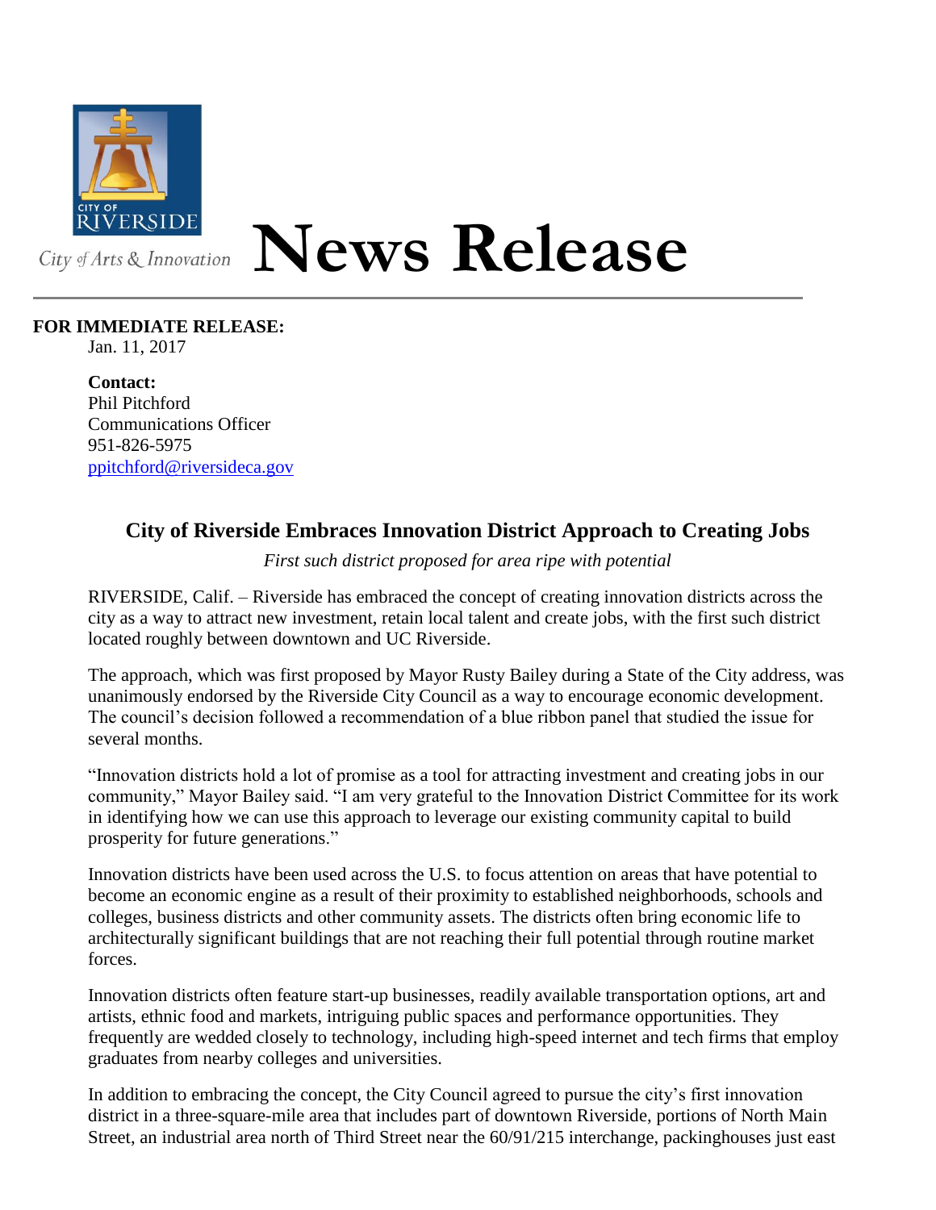City of Arts & Innovation

# News Release

**FOR IMMEDIATE RELEASE:**
Jan. 11, 2017

**Contact:**
Phil Pitchford
Communications Officer
951-826-5975
ppitchford@riversideca.gov

## City of Riverside Embraces Innovation District Approach to Creating Jobs

*First such district proposed for area ripe with potential*

RIVERSIDE, Calif. – Riverside has embraced the concept of creating innovation districts across the city as a way to attract new investment, retain local talent and create jobs, with the first such district located roughly between downtown and UC Riverside.

The approach, which was first proposed by Mayor Rusty Bailey during a State of the City address, was unanimously endorsed by the Riverside City Council as a way to encourage economic development. The council's decision followed a recommendation of a blue ribbon panel that studied the issue for several months.

"Innovation districts hold a lot of promise as a tool for attracting investment and creating jobs in our community," Mayor Bailey said. "I am very grateful to the Innovation District Committee for its work in identifying how we can use this approach to leverage our existing community capital to build prosperity for future generations."

Innovation districts have been used across the U.S. to focus attention on areas that have potential to become an economic engine as a result of their proximity to established neighborhoods, schools and colleges, business districts and other community assets. The districts often bring economic life to architecturally significant buildings that are not reaching their full potential through routine market forces.

Innovation districts often feature start-up businesses, readily available transportation options, art and artists, ethnic food and markets, intriguing public spaces and performance opportunities. They frequently are wedded closely to technology, including high-speed internet and tech firms that employ graduates from nearby colleges and universities.

In addition to embracing the concept, the City Council agreed to pursue the city's first innovation district in a three-square-mile area that includes part of downtown Riverside, portions of North Main Street, an industrial area north of Third Street near the 60/91/215 interchange, packinghouses just east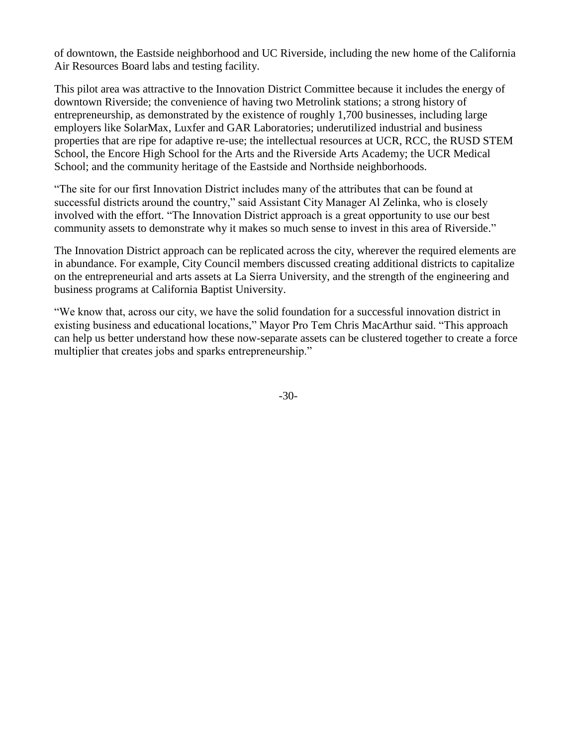of downtown, the Eastside neighborhood and UC Riverside, including the new home of the California Air Resources Board labs and testing facility.

This pilot area was attractive to the Innovation District Committee because it includes the energy of downtown Riverside; the convenience of having two Metrolink stations; a strong history of entrepreneurship, as demonstrated by the existence of roughly 1,700 businesses, including large employers like SolarMax, Luxfer and GAR Laboratories; underutilized industrial and business properties that are ripe for adaptive re-use; the intellectual resources at UCR, RCC, the RUSD STEM School, the Encore High School for the Arts and the Riverside Arts Academy; the UCR Medical School; and the community heritage of the Eastside and Northside neighborhoods.

"The site for our first Innovation District includes many of the attributes that can be found at successful districts around the country," said Assistant City Manager Al Zelinka, who is closely involved with the effort. "The Innovation District approach is a great opportunity to use our best community assets to demonstrate why it makes so much sense to invest in this area of Riverside."

The Innovation District approach can be replicated across the city, wherever the required elements are in abundance. For example, City Council members discussed creating additional districts to capitalize on the entrepreneurial and arts assets at La Sierra University, and the strength of the engineering and business programs at California Baptist University.

"We know that, across our city, we have the solid foundation for a successful innovation district in existing business and educational locations," Mayor Pro Tem Chris MacArthur said. "This approach can help us better understand how these now-separate assets can be clustered together to create a force multiplier that creates jobs and sparks entrepreneurship."

-30-